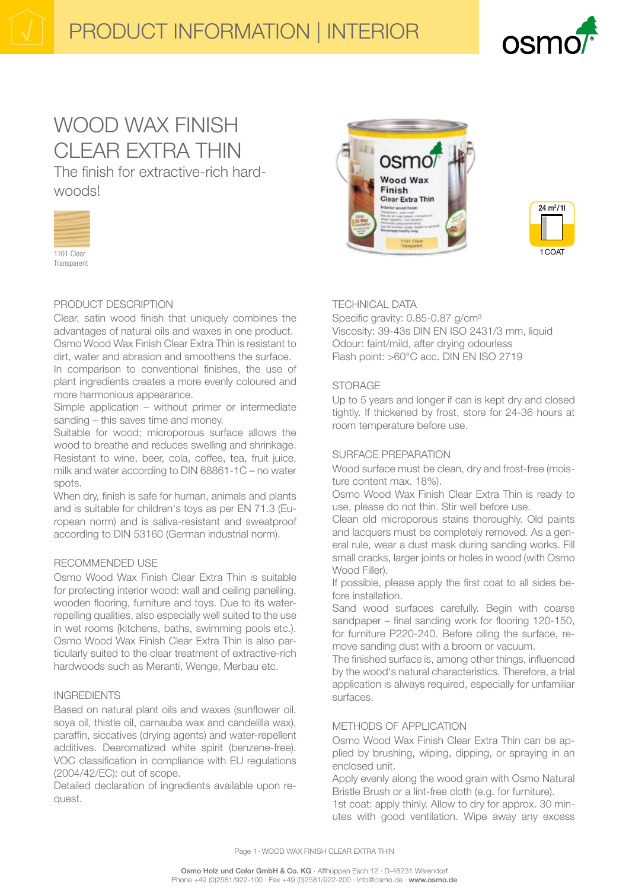# PRODUCT INFORMATION | INTERIOR

# WOOD WAX FINISH CLEAR EXTRA THIN

The finish for extractive-rich hardwoods!

1101 Clear Transparent

24 m²/1l

1 COAT

## PRODUCT DESCRIPTION

Clear, satin wood finish that uniquely combines the advantages of natural oils and waxes in one product. Osmo Wood Wax Finish Clear Extra Thin is resistant to dirt, water and abrasion and smoothens the surface. In comparison to conventional finishes, the use of plant ingredients creates a more evenly coloured and more harmonious appearance.

Simple application – without primer or intermediate sanding – this saves time and money.

Suitable for wood; microporous surface allows the wood to breathe and reduces swelling and shrinkage. Resistant to wine, beer, cola, coffee, tea, fruit juice, milk and water according to DIN 68861-1C – no water spots.

When dry, finish is safe for human, animals and plants and is suitable for children's toys as per EN 71.3 (European norm) and is saliva-resistant and sweatproof according to DIN 53160 (German industrial norm).

## RECOMMENDED USE

Osmo Wood Wax Finish Clear Extra Thin is suitable for protecting interior wood: wall and ceiling panelling, wooden flooring, furniture and toys. Due to its water-repelling qualities, also especially well suited to the use in wet rooms (kitchens, baths, swimming pools etc.). Osmo Wood Wax Finish Clear Extra Thin is also particularly suited to the clear treatment of extractive-rich hardwoods such as Meranti, Wenge, Merbau etc.

## INGREDIENTS

Based on natural plant oils and waxes (sunflower oil, soya oil, thistle oil, carnauba wax and candelilla wax), paraffin, siccatives (drying agents) and water-repellent additives. Dearomatized white spirit (benzene-free). VOC classification in compliance with EU regulations (2004/42/EC): out of scope.

Detailed declaration of ingredients available upon request.

## TECHNICAL DATA

Specific gravity: 0.85-0.87 g/cm³
Viscosity: 39-43s DIN EN ISO 2431/3 mm, liquid
Odour: faint/mild, after drying odourless
Flash point: >60°C acc. DIN EN ISO 2719

## STORAGE

Up to 5 years and longer if can is kept dry and closed tightly. If thickened by frost, store for 24-36 hours at room temperature before use.

## SURFACE PREPARATION

Wood surface must be clean, dry and frost-free (moisture content max. 18%).

Osmo Wood Wax Finish Clear Extra Thin is ready to use, please do not thin. Stir well before use.

Clean old microporous stains thoroughly. Old paints and lacquers must be completely removed. As a general rule, wear a dust mask during sanding works. Fill small cracks, larger joints or holes in wood (with Osmo Wood Filler).

If possible, please apply the first coat to all sides before installation.

Sand wood surfaces carefully. Begin with coarse sandpaper – final sanding work for flooring 120-150, for furniture P220-240. Before oiling the surface, remove sanding dust with a broom or vacuum.

The finished surface is, among other things, influenced by the wood's natural characteristics. Therefore, a trial application is always required, especially for unfamiliar surfaces.

## METHODS OF APPLICATION

Osmo Wood Wax Finish Clear Extra Thin can be applied by brushing, wiping, dipping, or spraying in an enclosed unit.

Apply evenly along the wood grain with Osmo Natural Bristle Brush or a lint-free cloth (e.g. for furniture).

1st coat: apply thinly. Allow to dry for approx. 30 minutes with good ventilation. Wipe away any excess

Osmo Holz und Color GmbH & Co. KG · Affhüppen Esch 12 · D-48231 Warendorf
Phone +49 (0)2581/922-100 · Fax +49 (0)2581/922-200 · info@osmo.de · www.osmo.de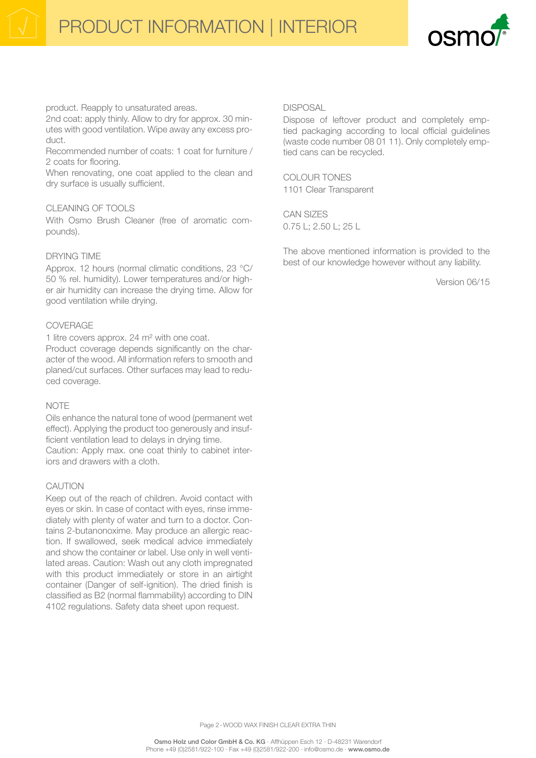product. Reapply to unsaturated areas.
2nd coat: apply thinly. Allow to dry for approx. 30 minutes with good ventilation. Wipe away any excess product.
Recommended number of coats: 1 coat for furniture / 2 coats for flooring.
When renovating, one coat applied to the clean and dry surface is usually sufficient.

## CLEANING OF TOOLS

With Osmo Brush Cleaner (free of aromatic compounds).

## DRYING TIME

Approx. 12 hours (normal climatic conditions, 23 °C/ 50 % rel. humidity). Lower temperatures and/or higher air humidity can increase the drying time. Allow for good ventilation while drying.

## COVERAGE

1 litre covers approx. 24 m² with one coat.
Product coverage depends significantly on the character of the wood. All information refers to smooth and planed/cut surfaces. Other surfaces may lead to reduced coverage.

## NOTE

Oils enhance the natural tone of wood (permanent wet effect). Applying the product too generously and insufficient ventilation lead to delays in drying time.
Caution: Apply max. one coat thinly to cabinet interiors and drawers with a cloth.

## CAUTION

Keep out of the reach of children. Avoid contact with eyes or skin. In case of contact with eyes, rinse immediately with plenty of water and turn to a doctor. Contains 2-butanonoxime. May produce an allergic reaction. If swallowed, seek medical advice immediately and show the container or label. Use only in well ventilated areas. Caution: Wash out any cloth impregnated with this product immediately or store in an airtight container (Danger of self-ignition). The dried finish is classified as B2 (normal flammability) according to DIN 4102 regulations. Safety data sheet upon request.

## DISPOSAL

Dispose of leftover product and completely emptied packaging according to local official guidelines (waste code number 08 01 11). Only completely emptied cans can be recycled.

## COLOUR TONES

1101 Clear Transparent

## CAN SIZES

0.75 L; 2.50 L; 25 L

The above mentioned information is provided to the best of our knowledge however without any liability.

Version 06/15

**Osmo Holz und Color GmbH & Co. KG** · Affhüppen Esch 12 · D-48231 Warendorf
Phone +49 (0)2581/922-100 · Fax +49 (0)2581/922-200 · info@osmo.de · **www.osmo.de**